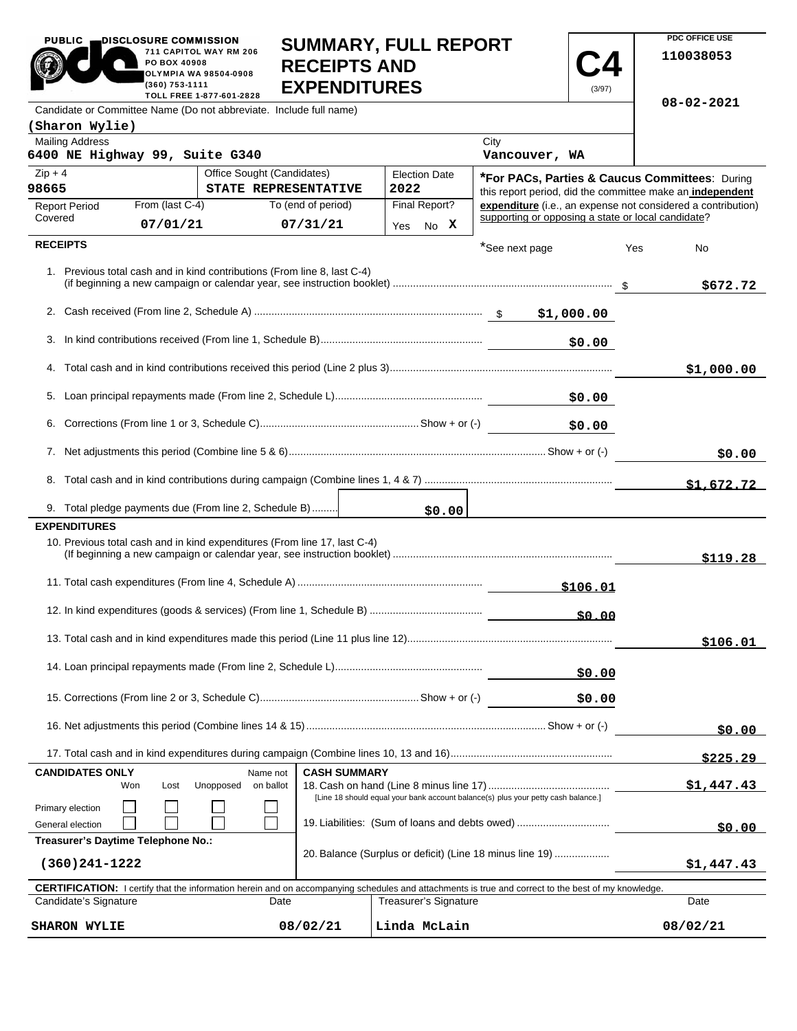PUBLIC DISCLOSURE COMMISSION
711 CAPITOL WAY RM 206
PO BOX 40908
OLYMPIA WA 98504-0908
(360) 753-1111
TOLL FREE 1-877-601-2828

# SUMMARY, FULL REPORT RECEIPTS AND EXPENDITURES

**C4** (3/97)

PDC OFFICE USE
110038053
08-02-2021

| Candidate or Committee Name (Do not abbreviate. Include full name) | | | |
|---|---|---|---|
| (Sharon Wylie) | | | |
| **Mailing Address** | | **City** | |
| 6400 NE Highway 99, Suite G340 | | Vancouver, WA | |
| **Zip + 4** | **Office Sought (Candidates)** | **Election Date** | |
| 98665 | STATE REPRESENTATIVE | 2022 | |
| **Report Period Covered** | From (last C-4): 07/01/21 | To (end of period): 07/31/21 | Final Report? Yes No X |

*For PACs, Parties & Caucus Committees: During this report period, did the committee make an **independent expenditure** (i.e., an expense not considered a contribution) supporting or opposing a state or local candidate?

*See next page — Yes — No

## RECEIPTS

| Line | Description | Amount | Total |
|---|---|---|---|
| 1. | Previous total cash and in kind contributions (From line 8, last C-4) (if beginning a new campaign or calendar year, see instruction booklet) | | $672.72 |
| 2. | Cash received (From line 2, Schedule A) | $1,000.00 | |
| 3. | In kind contributions received (From line 1, Schedule B) | $0.00 | |
| 4. | Total cash and in kind contributions received this period (Line 2 plus 3) | | $1,000.00 |
| 5. | Loan principal repayments made (From line 2, Schedule L) | $0.00 | |
| 6. | Corrections (From line 1 or 3, Schedule C) Show + or (-) | $0.00 | |
| 7. | Net adjustments this period (Combine line 5 & 6) Show + or (-) | | $0.00 |
| 8. | Total cash and in kind contributions during campaign (Combine lines 1, 4 & 7) | | $1,672.72 |
| 9. | Total pledge payments due (From line 2, Schedule B) | $0.00 | |

## EXPENDITURES

| Line | Description | Amount | Total |
|---|---|---|---|
| 10. | Previous total cash and in kind expenditures (From line 17, last C-4) (If beginning a new campaign or calendar year, see instruction booklet) | | $119.28 |
| 11. | Total cash expenditures (From line 4, Schedule A) | $106.01 | |
| 12. | In kind expenditures (goods & services) (From line 1, Schedule B) | $0.00 | |
| 13. | Total cash and in kind expenditures made this period (Line 11 plus line 12) | | $106.01 |
| 14. | Loan principal repayments made (From line 2, Schedule L) | $0.00 | |
| 15. | Corrections (From line 2 or 3, Schedule C) Show + or (-) | $0.00 | |
| 16. | Net adjustments this period (Combine lines 14 & 15) Show + or (-) | | $0.00 |
| 17. | Total cash and in kind expenditures during campaign (Combine lines 10, 13 and 16) | | $225.29 |

**CANDIDATES ONLY**

| | Won | Lost | Unopposed | Name not on ballot |
|---|---|---|---|---|
| Primary election | ☐ | ☐ | ☐ | ☐ |
| General election | ☐ | ☐ | ☐ | ☐ |

**Treasurer's Daytime Telephone No.:** (360)241-1222

**CASH SUMMARY**

| Line | Description | Amount |
|---|---|---|
| 18. | Cash on hand (Line 8 minus line 17) [Line 18 should equal your bank account balance(s) plus your petty cash balance.] | $1,447.43 |
| 19. | Liabilities: (Sum of loans and debts owed) | $0.00 |
| 20. | Balance (Surplus or deficit) (Line 18 minus line 19) | $1,447.43 |

**CERTIFICATION:** I certify that the information herein and on accompanying schedules and attachments is true and correct to the best of my knowledge.

| Candidate's Signature | Date | Treasurer's Signature | Date |
|---|---|---|---|
| SHARON WYLIE | 08/02/21 | Linda McLain | 08/02/21 |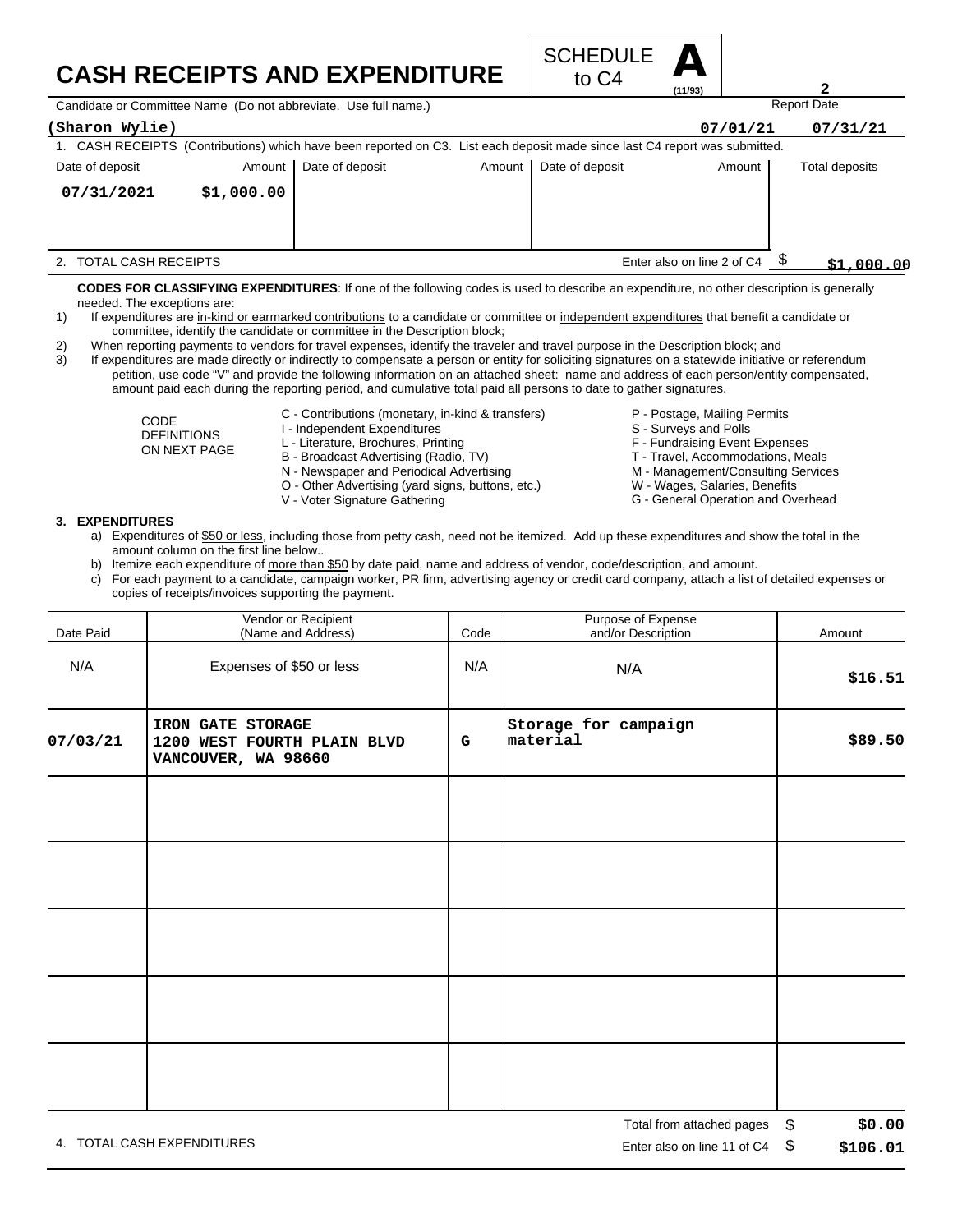# CASH RECEIPTS AND EXPENDITURE

SCHEDULE **A** to C4 (11/93)

Candidate or Committee Name (Do not abbreviate. Use full name.) | Report Date

**(Sharon Wylie)** **07/01/21** **07/31/21**

1. CASH RECEIPTS (Contributions) which have been reported on C3. List each deposit made since last C4 report was submitted.

| Date of deposit | Amount | Date of deposit | Amount | Date of deposit | Amount | Total deposits |
|---|---|---|---|---|---|---|
| 07/31/2021 | $1,000.00 | | | | | |

2. TOTAL CASH RECEIPTS — Enter also on line 2 of C4 $ **$1,000.00**

**CODES FOR CLASSIFYING EXPENDITURES**: If one of the following codes is used to describe an expenditure, no other description is generally needed. The exceptions are:

1) If expenditures are in-kind or earmarked contributions to a candidate or committee or independent expenditures that benefit a candidate or committee, identify the candidate or committee in the Description block;
2) When reporting payments to vendors for travel expenses, identify the traveler and travel purpose in the Description block; and
3) If expenditures are made directly or indirectly to compensate a person or entity for soliciting signatures on a statewide initiative or referendum petition, use code "V" and provide the following information on an attached sheet: name and address of each person/entity compensated, amount paid each during the reporting period, and cumulative total paid all persons to date to gather signatures.

CODE DEFINITIONS ON NEXT PAGE

- C - Contributions (monetary, in-kind & transfers)
- I - Independent Expenditures
- L - Literature, Brochures, Printing
- B - Broadcast Advertising (Radio, TV)
- N - Newspaper and Periodical Advertising
- O - Other Advertising (yard signs, buttons, etc.)
- V - Voter Signature Gathering
- P - Postage, Mailing Permits
- S - Surveys and Polls
- F - Fundraising Event Expenses
- T - Travel, Accommodations, Meals
- M - Management/Consulting Services
- W - Wages, Salaries, Benefits
- G - General Operation and Overhead

**3. EXPENDITURES**

a) Expenditures of $50 or less, including those from petty cash, need not be itemized. Add up these expenditures and show the total in the amount column on the first line below..
b) Itemize each expenditure of more than $50 by date paid, name and address of vendor, code/description, and amount.
c) For each payment to a candidate, campaign worker, PR firm, advertising agency or credit card company, attach a list of detailed expenses or copies of receipts/invoices supporting the payment.

| Date Paid | Vendor or Recipient (Name and Address) | Code | Purpose of Expense and/or Description | Amount |
|---|---|---|---|---|
| N/A | Expenses of $50 or less | N/A | N/A | $16.51 |
| 07/03/21 | IRON GATE STORAGE 1200 WEST FOURTH PLAIN BLVD VANCOUVER, WA 98660 | G | Storage for campaign material | $89.50 |
| | | | | |
| | | | | |
| | | | | |
| | | | | |
| | | | | |

Total from attached pages $ **$0.00**

4. TOTAL CASH EXPENDITURES — Enter also on line 11 of C4 $ **$106.01**